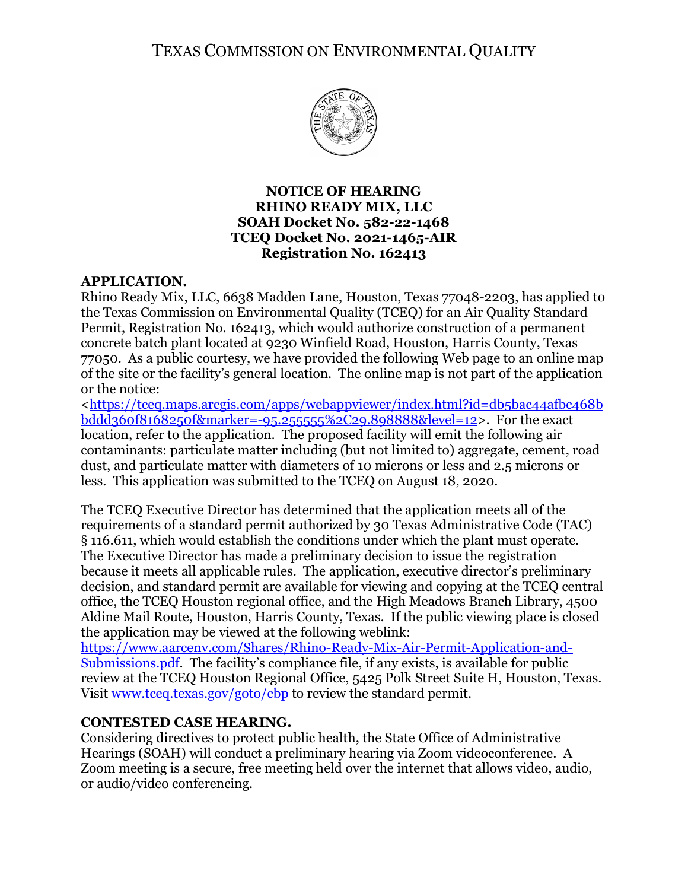# TEXAS COMMISSION ON ENVIRONMENTAL QUALITY

**NOTICE OF HEARING**
**RHINO READY MIX, LLC**
**SOAH Docket No. 582-22-1468**
**TCEQ Docket No. 2021-1465-AIR**
**Registration No. 162413**

## APPLICATION.

Rhino Ready Mix, LLC, 6638 Madden Lane, Houston, Texas 77048-2203, has applied to the Texas Commission on Environmental Quality (TCEQ) for an Air Quality Standard Permit, Registration No. 162413, which would authorize construction of a permanent concrete batch plant located at 9230 Winfield Road, Houston, Harris County, Texas 77050. As a public courtesy, we have provided the following Web page to an online map of the site or the facility's general location. The online map is not part of the application or the notice: <https://tceq.maps.arcgis.com/apps/webappviewer/index.html?id=db5bac44afbc468bbddd360f8168250f&marker=-95.255555%2C29.898888&level=12>. For the exact location, refer to the application. The proposed facility will emit the following air contaminants: particulate matter including (but not limited to) aggregate, cement, road dust, and particulate matter with diameters of 10 microns or less and 2.5 microns or less. This application was submitted to the TCEQ on August 18, 2020.

The TCEQ Executive Director has determined that the application meets all of the requirements of a standard permit authorized by 30 Texas Administrative Code (TAC) § 116.611, which would establish the conditions under which the plant must operate. The Executive Director has made a preliminary decision to issue the registration because it meets all applicable rules. The application, executive director's preliminary decision, and standard permit are available for viewing and copying at the TCEQ central office, the TCEQ Houston regional office, and the High Meadows Branch Library, 4500 Aldine Mail Route, Houston, Harris County, Texas. If the public viewing place is closed the application may be viewed at the following weblink: https://www.aarcenv.com/Shares/Rhino-Ready-Mix-Air-Permit-Application-and-Submissions.pdf. The facility's compliance file, if any exists, is available for public review at the TCEQ Houston Regional Office, 5425 Polk Street Suite H, Houston, Texas. Visit www.tceq.texas.gov/goto/cbp to review the standard permit.

## CONTESTED CASE HEARING.

Considering directives to protect public health, the State Office of Administrative Hearings (SOAH) will conduct a preliminary hearing via Zoom videoconference. A Zoom meeting is a secure, free meeting held over the internet that allows video, audio, or audio/video conferencing.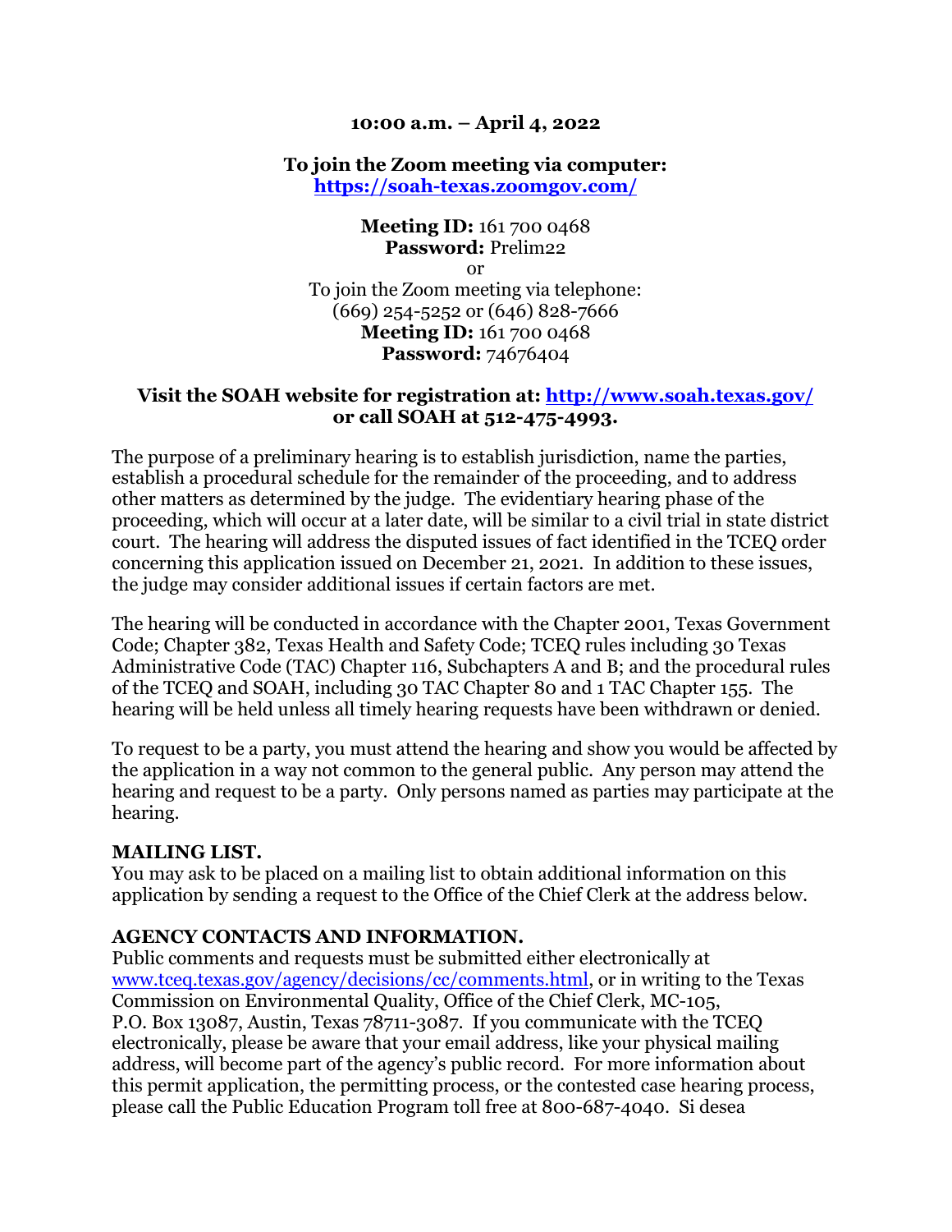**10:00 a.m. – April 4, 2022**

**To join the Zoom meeting via computer:**
**https://soah-texas.zoomgov.com/**

**Meeting ID:** 161 700 0468
**Password:** Prelim22
or
To join the Zoom meeting via telephone:
(669) 254-5252 or (646) 828-7666
**Meeting ID:** 161 700 0468
**Password:** 74676404

**Visit the SOAH website for registration at: http://www.soah.texas.gov/ or call SOAH at 512-475-4993.**

The purpose of a preliminary hearing is to establish jurisdiction, name the parties, establish a procedural schedule for the remainder of the proceeding, and to address other matters as determined by the judge. The evidentiary hearing phase of the proceeding, which will occur at a later date, will be similar to a civil trial in state district court. The hearing will address the disputed issues of fact identified in the TCEQ order concerning this application issued on December 21, 2021. In addition to these issues, the judge may consider additional issues if certain factors are met.

The hearing will be conducted in accordance with the Chapter 2001, Texas Government Code; Chapter 382, Texas Health and Safety Code; TCEQ rules including 30 Texas Administrative Code (TAC) Chapter 116, Subchapters A and B; and the procedural rules of the TCEQ and SOAH, including 30 TAC Chapter 80 and 1 TAC Chapter 155. The hearing will be held unless all timely hearing requests have been withdrawn or denied.

To request to be a party, you must attend the hearing and show you would be affected by the application in a way not common to the general public. Any person may attend the hearing and request to be a party. Only persons named as parties may participate at the hearing.

**MAILING LIST.**
You may ask to be placed on a mailing list to obtain additional information on this application by sending a request to the Office of the Chief Clerk at the address below.

**AGENCY CONTACTS AND INFORMATION.**
Public comments and requests must be submitted either electronically at www.tceq.texas.gov/agency/decisions/cc/comments.html, or in writing to the Texas Commission on Environmental Quality, Office of the Chief Clerk, MC-105, P.O. Box 13087, Austin, Texas 78711-3087. If you communicate with the TCEQ electronically, please be aware that your email address, like your physical mailing address, will become part of the agency's public record. For more information about this permit application, the permitting process, or the contested case hearing process, please call the Public Education Program toll free at 800-687-4040. Si desea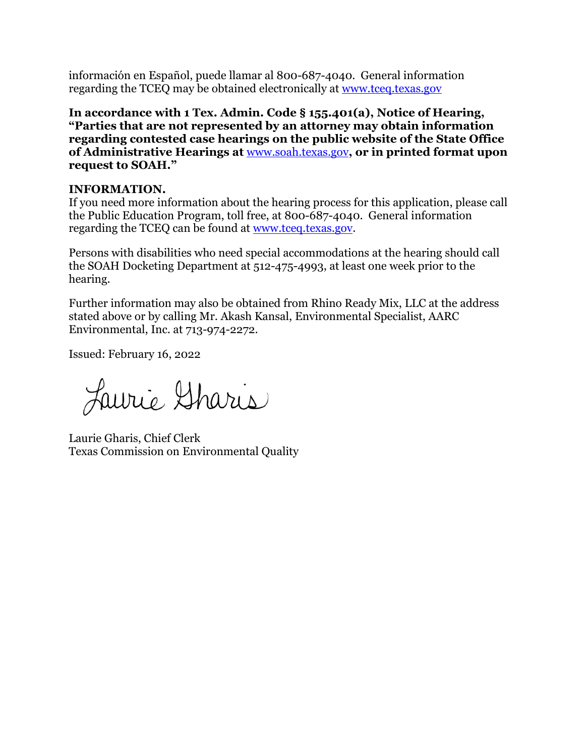información en Español, puede llamar al 800-687-4040. General information regarding the TCEQ may be obtained electronically at www.tceq.texas.gov

**In accordance with 1 Tex. Admin. Code § 155.401(a), Notice of Hearing, "Parties that are not represented by an attorney may obtain information regarding contested case hearings on the public website of the State Office of Administrative Hearings at www.soah.texas.gov, or in printed format upon request to SOAH."**

**INFORMATION.**

If you need more information about the hearing process for this application, please call the Public Education Program, toll free, at 800-687-4040. General information regarding the TCEQ can be found at www.tceq.texas.gov.

Persons with disabilities who need special accommodations at the hearing should call the SOAH Docketing Department at 512-475-4993, at least one week prior to the hearing.

Further information may also be obtained from Rhino Ready Mix, LLC at the address stated above or by calling Mr. Akash Kansal, Environmental Specialist, AARC Environmental, Inc. at 713-974-2272.

Issued: February 16, 2022

Laurie Gharis

Laurie Gharis, Chief Clerk
Texas Commission on Environmental Quality